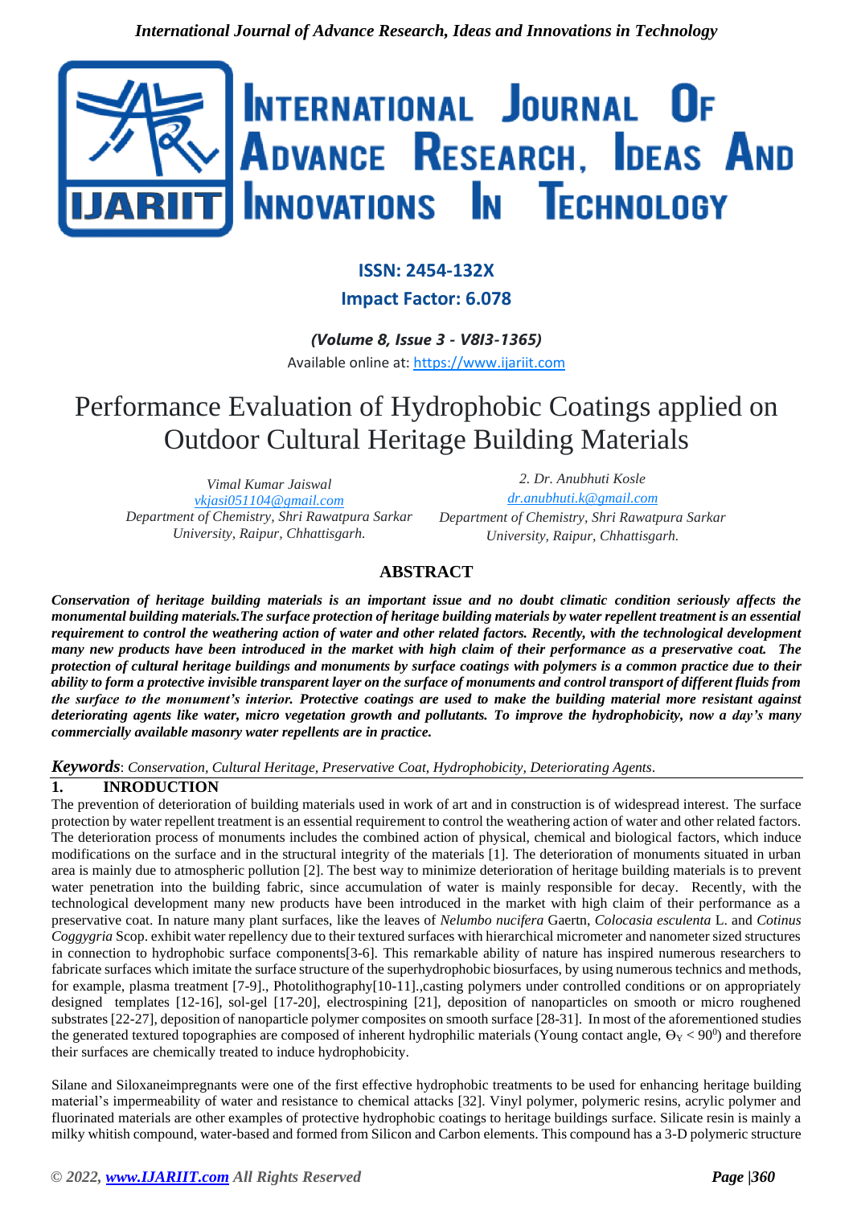# Performance Evaluation of Hydrophobic Coatings applied on Outdoor Cultural Heritage Building Materials

*Vimal Kumar Jaiswal*
*vkjasi051104@gmail.com*
*Department of Chemistry, Shri Rawatpura Sarkar University, Raipur, Chhattisgarh.*

*2. Dr. Anubhuti Kosle*
*dr.anubhuti.k@gmail.com*
*Department of Chemistry, Shri Rawatpura Sarkar University, Raipur, Chhattisgarh.*

## ABSTRACT

***Conservation of heritage building materials is an important issue and no doubt climatic condition seriously affects the monumental building materials.The surface protection of heritage building materials by water repellent treatment is an essential requirement to control the weathering action of water and other related factors. Recently, with the technological development many new products have been introduced in the market with high claim of their performance as a preservative coat. The protection of cultural heritage buildings and monuments by surface coatings with polymers is a common practice due to their ability to form a protective invisible transparent layer on the surface of monuments and control transport of different fluids from the surface to the monument's interior. Protective coatings are used to make the building material more resistant against deteriorating agents like water, micro vegetation growth and pollutants. To improve the hydrophobicity, now a day's many commercially available masonry water repellents are in practice.***

***Keywords***: *Conservation, Cultural Heritage, Preservative Coat, Hydrophobicity, Deteriorating Agents.*

## 1. INRODUCTION

The prevention of deterioration of building materials used in work of art and in construction is of widespread interest. The surface protection by water repellent treatment is an essential requirement to control the weathering action of water and other related factors. The deterioration process of monuments includes the combined action of physical, chemical and biological factors, which induce modifications on the surface and in the structural integrity of the materials [1]. The deterioration of monuments situated in urban area is mainly due to atmospheric pollution [2]. The best way to minimize deterioration of heritage building materials is to prevent water penetration into the building fabric, since accumulation of water is mainly responsible for decay. Recently, with the technological development many new products have been introduced in the market with high claim of their performance as a preservative coat. In nature many plant surfaces, like the leaves of *Nelumbo nucifera* Gaertn, *Colocasia esculenta* L. and *Cotinus Coggygria* Scop. exhibit water repellency due to their textured surfaces with hierarchical micrometer and nanometer sized structures in connection to hydrophobic surface components[3-6]. This remarkable ability of nature has inspired numerous researchers to fabricate surfaces which imitate the surface structure of the superhydrophobic biosurfaces, by using numerous technics and methods, for example, plasma treatment [7-9]., Photolithography[10-11].,casting polymers under controlled conditions or on appropriately designed templates [12-16], sol-gel [17-20], electrospining [21], deposition of nanoparticles on smooth or micro roughened substrates [22-27], deposition of nanoparticle polymer composites on smooth surface [28-31]. In most of the aforementioned studies the generated textured topographies are composed of inherent hydrophilic materials (Young contact angle, $\Theta_Y < 90^0$) and therefore their surfaces are chemically treated to induce hydrophobicity.

Silane and Siloxaneimpregnants were one of the first effective hydrophobic treatments to be used for enhancing heritage building material's impermeability of water and resistance to chemical attacks [32]. Vinyl polymer, polymeric resins, acrylic polymer and fluorinated materials are other examples of protective hydrophobic coatings to heritage buildings surface. Silicate resin is mainly a milky whitish compound, water-based and formed from Silicon and Carbon elements. This compound has a 3-D polymeric structure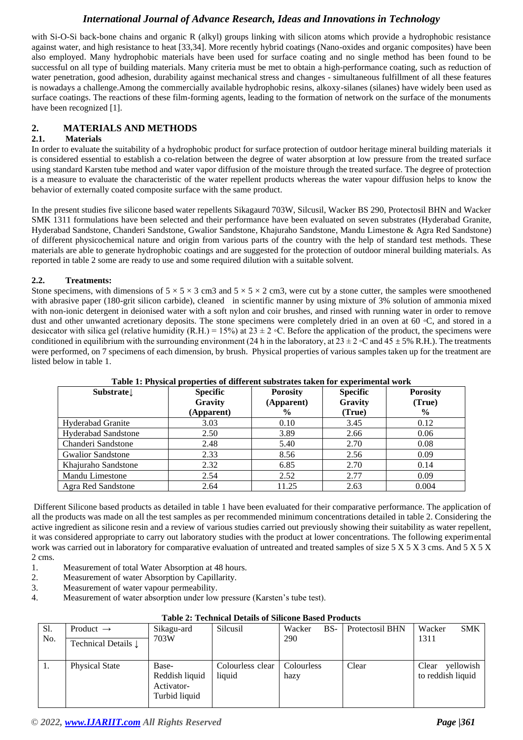with Si-O-Si back-bone chains and organic R (alkyl) groups linking with silicon atoms which provide a hydrophobic resistance against water, and high resistance to heat [33,34]. More recently hybrid coatings (Nano-oxides and organic composites) have been also employed. Many hydrophobic materials have been used for surface coating and no single method has been found to be successful on all type of building materials. Many criteria must be met to obtain a high-performance coating, such as reduction of water penetration, good adhesion, durability against mechanical stress and changes - simultaneous fulfillment of all these features is nowadays a challenge.Among the commercially available hydrophobic resins, alkoxy-silanes (silanes) have widely been used as surface coatings. The reactions of these film-forming agents, leading to the formation of network on the surface of the monuments have been recognized [1].

## 2. MATERIALS AND METHODS

### 2.1. Materials

In order to evaluate the suitability of a hydrophobic product for surface protection of outdoor heritage mineral building materials it is considered essential to establish a co-relation between the degree of water absorption at low pressure from the treated surface using standard Karsten tube method and water vapor diffusion of the moisture through the treated surface. The degree of protection is a measure to evaluate the characteristic of the water repellent products whereas the water vapour diffusion helps to know the behavior of externally coated composite surface with the same product.

In the present studies five silicone based water repellents Sikagaurd 703W, Silcusil, Wacker BS 290, Protectosil BHN and Wacker SMK 1311 formulations have been selected and their performance have been evaluated on seven substrates (Hyderabad Granite, Hyderabad Sandstone, Chanderi Sandstone, Gwalior Sandstone, Khajuraho Sandstone, Mandu Limestone & Agra Red Sandstone) of different physicochemical nature and origin from various parts of the country with the help of standard test methods. These materials are able to generate hydrophobic coatings and are suggested for the protection of outdoor mineral building materials. As reported in table 2 some are ready to use and some required dilution with a suitable solvent.

### 2.2. Treatments:

Stone specimens, with dimensions of 5 × 5 × 3 cm3 and 5 × 5 × 2 cm3, were cut by a stone cutter, the samples were smoothened with abrasive paper (180-grit silicon carbide), cleaned in scientific manner by using mixture of 3% solution of ammonia mixed with non-ionic detergent in deionised water with a soft nylon and coir brushes, and rinsed with running water in order to remove dust and other unwanted acretionary deposits. The stone specimens were completely dried in an oven at 60 ◦C, and stored in a desiccator with silica gel (relative humidity (R.H.) = 15%) at 23 ± 2 ◦C. Before the application of the product, the specimens were conditioned in equilibrium with the surrounding environment (24 h in the laboratory, at 23 ± 2 ◦C and 45 ± 5% R.H.). The treatments were performed, on 7 specimens of each dimension, by brush. Physical properties of various samples taken up for the treatment are listed below in table 1.

**Table 1: Physical properties of different substrates taken for experimental work**

| Substrate↓ | Specific Gravity (Apparent) | Porosity (Apparent) % | Specific Gravity (True) | Porosity (True) % |
|---|---|---|---|---|
| Hyderabad Granite | 3.03 | 0.10 | 3.45 | 0.12 |
| Hyderabad Sandstone | 2.50 | 3.89 | 2.66 | 0.06 |
| Chanderi Sandstone | 2.48 | 5.40 | 2.70 | 0.08 |
| Gwalior Sandstone | 2.33 | 8.56 | 2.56 | 0.09 |
| Khajuraho Sandstone | 2.32 | 6.85 | 2.70 | 0.14 |
| Mandu Limestone | 2.54 | 2.52 | 2.77 | 0.09 |
| Agra Red Sandstone | 2.64 | 11.25 | 2.63 | 0.004 |

Different Silicone based products as detailed in table 1 have been evaluated for their comparative performance. The application of all the products was made on all the test samples as per recommended minimum concentrations detailed in table 2. Considering the active ingredient as silicone resin and a review of various studies carried out previously showing their suitability as water repellent, it was considered appropriate to carry out laboratory studies with the product at lower concentrations. The following experimental work was carried out in laboratory for comparative evaluation of untreated and treated samples of size 5 X 5 X 3 cms. And 5 X 5 X 2 cms.

1. Measurement of total Water Absorption at 48 hours.
2. Measurement of water Absorption by Capillarity.
3. Measurement of water vapour permeability.
4. Measurement of water absorption under low pressure (Karsten's tube test).

**Table 2: Technical Details of Silicone Based Products**

| Sl. No. | Product → Technical Details ↓ | Sikagu-ard 703W | Silcusil | Wacker BS-290 | Protectosil BHN | Wacker SMK 1311 |
|---|---|---|---|---|---|---|
| 1. | Physical State | Base- Reddish liquid Activator- Turbid liquid | Colourless clear liquid | Colourless hazy | Clear | Clear yellowish to reddish liquid |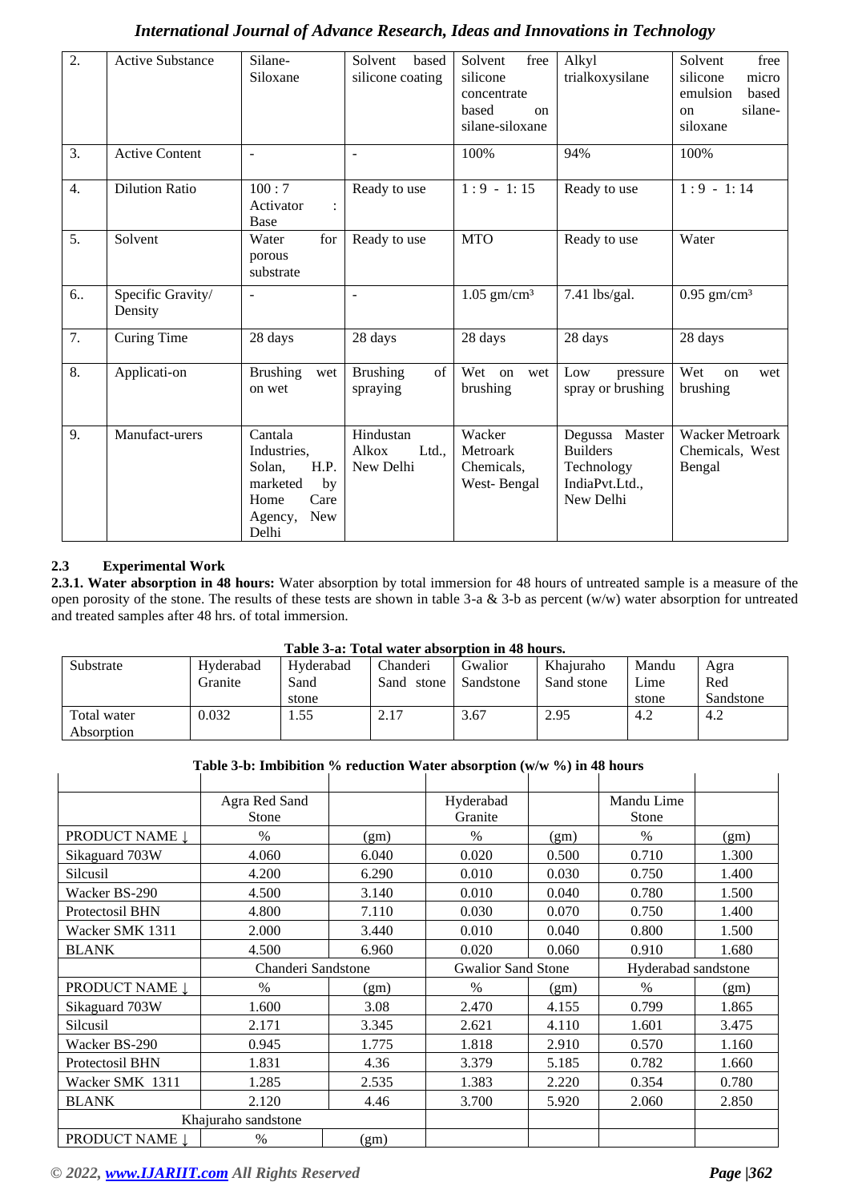| 2. | Active Substance | Silane-Siloxane | Solvent based silicone coating | Solvent free silicone concentrate based on silane-siloxane | Alkyl trialkoxysilane | Solvent free silicone micro emulsion based on silane-siloxane |
|---|---|---|---|---|---|---|
| 3. | Active Content | - | - | 100% | 94% | 100% |
| 4. | Dilution Ratio | 100 : 7 Activator : Base | Ready to use | 1 : 9 - 1: 15 | Ready to use | 1 : 9 - 1: 14 |
| 5. | Solvent | Water for porous substrate | Ready to use | MTO | Ready to use | Water |
| 6.. | Specific Gravity/ Density | - | - | 1.05 gm/cm³ | 7.41 lbs/gal. | 0.95 gm/cm³ |
| 7. | Curing Time | 28 days | 28 days | 28 days | 28 days | 28 days |
| 8. | Applicati-on | Brushing wet on wet | Brushing of spraying | Wet on wet brushing | Low pressure spray or brushing | Wet on wet brushing |
| 9. | Manufact-urers | Cantala Industries, Solan, H.P. marketed by Home Care Agency, New Delhi | Hindustan Alkox Ltd., New Delhi | Wacker Metroark Chemicals, West- Bengal | Degussa Master Builders Technology IndiaPvt.Ltd., New Delhi | Wacker Metroark Chemicals, West Bengal |

### 2.3 Experimental Work

**2.3.1. Water absorption in 48 hours:** Water absorption by total immersion for 48 hours of untreated sample is a measure of the open porosity of the stone. The results of these tests are shown in table 3-a & 3-b as percent (w/w) water absorption for untreated and treated samples after 48 hrs. of total immersion.

**Table 3-a: Total water absorption in 48 hours.**

| Substrate | Hyderabad Granite | Hyderabad Sand stone | Chanderi Sand stone | Gwalior Sandstone | Khajuraho Sand stone | Mandu Lime stone | Agra Red Sandstone |
|---|---|---|---|---|---|---|---|
| Total water Absorption | 0.032 | 1.55 | 2.17 | 3.67 | 2.95 | 4.2 | 4.2 |

**Table 3-b: Imbibition % reduction Water absorption (w/w %) in 48 hours**

| | Agra Red Sand Stone | | Hyderabad Granite | | Mandu Lime Stone | |
|---|---|---|---|---|---|---|
| PRODUCT NAME ↓ | % | (gm) | % | (gm) | % | (gm) |
| Sikaguard 703W | 4.060 | 6.040 | 0.020 | 0.500 | 0.710 | 1.300 |
| Silcusil | 4.200 | 6.290 | 0.010 | 0.030 | 0.750 | 1.400 |
| Wacker BS-290 | 4.500 | 3.140 | 0.010 | 0.040 | 0.780 | 1.500 |
| Protectosil BHN | 4.800 | 7.110 | 0.030 | 0.070 | 0.750 | 1.400 |
| Wacker SMK 1311 | 2.000 | 3.440 | 0.010 | 0.040 | 0.800 | 1.500 |
| BLANK | 4.500 | 6.960 | 0.020 | 0.060 | 0.910 | 1.680 |
| | Chanderi Sandstone | | Gwalior Sand Stone | | Hyderabad sandstone | |
| PRODUCT NAME ↓ | % | (gm) | % | (gm) | % | (gm) |
| Sikaguard 703W | 1.600 | 3.08 | 2.470 | 4.155 | 0.799 | 1.865 |
| Silcusil | 2.171 | 3.345 | 2.621 | 4.110 | 1.601 | 3.475 |
| Wacker BS-290 | 0.945 | 1.775 | 1.818 | 2.910 | 0.570 | 1.160 |
| Protectosil BHN | 1.831 | 4.36 | 3.379 | 5.185 | 0.782 | 1.660 |
| Wacker SMK 1311 | 1.285 | 2.535 | 1.383 | 2.220 | 0.354 | 0.780 |
| BLANK | 2.120 | 4.46 | 3.700 | 5.920 | 2.060 | 2.850 |
| Khajuraho sandstone | | | | | | |
| PRODUCT NAME ↓ | % | (gm) | | | | |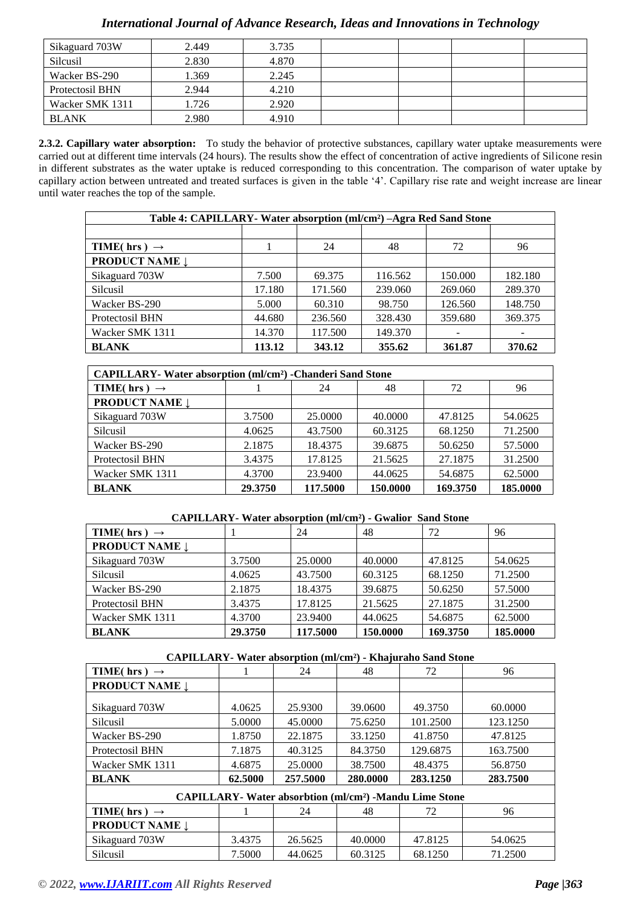| Sikaguard 703W | 2.449 | 3.735 | | | | |
|---|---|---|---|---|---|---|
| Silcusil | 2.830 | 4.870 | | | | |
| Wacker BS-290 | 1.369 | 2.245 | | | | |
| Protectosil BHN | 2.944 | 4.210 | | | | |
| Wacker SMK 1311 | 1.726 | 2.920 | | | | |
| BLANK | 2.980 | 4.910 | | | | |

**2.3.2. Capillary water absorption:** To study the behavior of protective substances, capillary water uptake measurements were carried out at different time intervals (24 hours). The results show the effect of concentration of active ingredients of Silicone resin in different substrates as the water uptake is reduced corresponding to this concentration. The comparison of water uptake by capillary action between untreated and treated surfaces is given in the table '4'. Capillary rise rate and weight increase are linear until water reaches the top of the sample.

**Table 4: CAPILLARY- Water absorption (ml/cm²) –Agra Red Sand Stone**

| | | | | | |
|---|---|---|---|---|---|
| **TIME( hrs ) →** | 1 | 24 | 48 | 72 | 96 |
| **PRODUCT NAME ↓** | | | | | |
| Sikaguard 703W | 7.500 | 69.375 | 116.562 | 150.000 | 182.180 |
| Silcusil | 17.180 | 171.560 | 239.060 | 269.060 | 289.370 |
| Wacker BS-290 | 5.000 | 60.310 | 98.750 | 126.560 | 148.750 |
| Protectosil BHN | 44.680 | 236.560 | 328.430 | 359.680 | 369.375 |
| Wacker SMK 1311 | 14.370 | 117.500 | 149.370 | - | - |
| **BLANK** | **113.12** | **343.12** | **355.62** | **361.87** | **370.62** |

**CAPILLARY- Water absorption (ml/cm²) -Chanderi Sand Stone**

| **TIME( hrs ) →** | 1 | 24 | 48 | 72 | 96 |
|---|---|---|---|---|---|
| **PRODUCT NAME ↓** | | | | | |
| Sikaguard 703W | 3.7500 | 25.0000 | 40.0000 | 47.8125 | 54.0625 |
| Silcusil | 4.0625 | 43.7500 | 60.3125 | 68.1250 | 71.2500 |
| Wacker BS-290 | 2.1875 | 18.4375 | 39.6875 | 50.6250 | 57.5000 |
| Protectosil BHN | 3.4375 | 17.8125 | 21.5625 | 27.1875 | 31.2500 |
| Wacker SMK 1311 | 4.3700 | 23.9400 | 44.0625 | 54.6875 | 62.5000 |
| **BLANK** | **29.3750** | **117.5000** | **150.0000** | **169.3750** | **185.0000** |

**CAPILLARY- Water absorption (ml/cm²) - Gwalior Sand Stone**

| **TIME( hrs ) →** | 1 | 24 | 48 | 72 | 96 |
|---|---|---|---|---|---|
| **PRODUCT NAME ↓** | | | | | |
| Sikaguard 703W | 3.7500 | 25.0000 | 40.0000 | 47.8125 | 54.0625 |
| Silcusil | 4.0625 | 43.7500 | 60.3125 | 68.1250 | 71.2500 |
| Wacker BS-290 | 2.1875 | 18.4375 | 39.6875 | 50.6250 | 57.5000 |
| Protectosil BHN | 3.4375 | 17.8125 | 21.5625 | 27.1875 | 31.2500 |
| Wacker SMK 1311 | 4.3700 | 23.9400 | 44.0625 | 54.6875 | 62.5000 |
| **BLANK** | **29.3750** | **117.5000** | **150.0000** | **169.3750** | **185.0000** |

**CAPILLARY- Water absorption (ml/cm²) - Khajuraho Sand Stone**

| **TIME( hrs ) →** | 1 | 24 | 48 | 72 | 96 |
|---|---|---|---|---|---|
| **PRODUCT NAME ↓** | | | | | |
| Sikaguard 703W | 4.0625 | 25.9300 | 39.0600 | 49.3750 | 60.0000 |
| Silcusil | 5.0000 | 45.0000 | 75.6250 | 101.2500 | 123.1250 |
| Wacker BS-290 | 1.8750 | 22.1875 | 33.1250 | 41.8750 | 47.8125 |
| Protectosil BHN | 7.1875 | 40.3125 | 84.3750 | 129.6875 | 163.7500 |
| Wacker SMK 1311 | 4.6875 | 25.0000 | 38.7500 | 48.4375 | 56.8750 |
| **BLANK** | **62.5000** | **257.5000** | **280.0000** | **283.1250** | **283.7500** |

**CAPILLARY- Water absorbtion (ml/cm²) -Mandu Lime Stone**

| **TIME( hrs ) →** | 1 | 24 | 48 | 72 | 96 |
|---|---|---|---|---|---|
| **PRODUCT NAME ↓** | | | | | |
| Sikaguard 703W | 3.4375 | 26.5625 | 40.0000 | 47.8125 | 54.0625 |
| Silcusil | 7.5000 | 44.0625 | 60.3125 | 68.1250 | 71.2500 |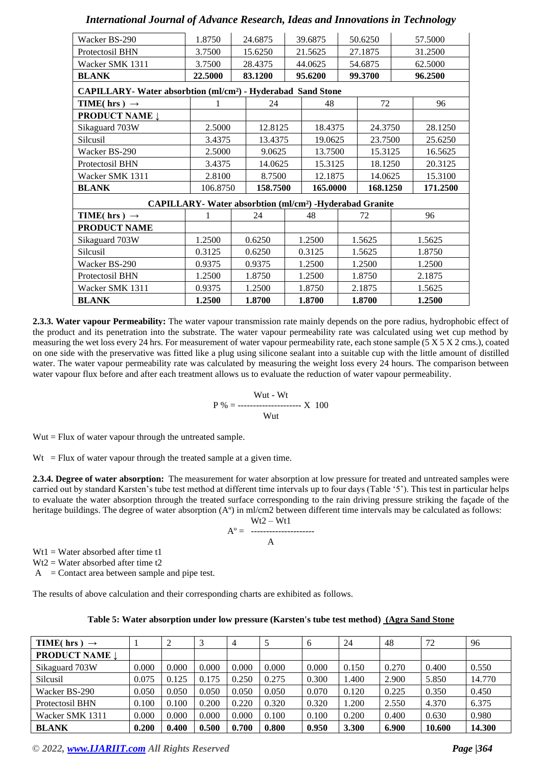| Wacker BS-290 | 1.8750 | 24.6875 | 39.6875 | 50.6250 | 57.5000 |
|---|---|---|---|---|---|
| Protectosil BHN | 3.7500 | 15.6250 | 21.5625 | 27.1875 | 31.2500 |
| Wacker SMK 1311 | 3.7500 | 28.4375 | 44.0625 | 54.6875 | 62.5000 |
| **BLANK** | **22.5000** | **83.1200** | **95.6200** | **99.3700** | **96.2500** |

| **CAPILLARY- Water absorbtion (ml/cm²) - Hyderabad Sand Stone** | | | | | |
|---|---|---|---|---|---|
| **TIME( hrs ) →** | 1 | 24 | 48 | 72 | 96 |
| **PRODUCT NAME ↓** | | | | | |
| Sikaguard 703W | 2.5000 | 12.8125 | 18.4375 | 24.3750 | 28.1250 |
| Silcusil | 3.4375 | 13.4375 | 19.0625 | 23.7500 | 25.6250 |
| Wacker BS-290 | 2.5000 | 9.0625 | 13.7500 | 15.3125 | 16.5625 |
| Protectosil BHN | 3.4375 | 14.0625 | 15.3125 | 18.1250 | 20.3125 |
| Wacker SMK 1311 | 2.8100 | 8.7500 | 12.1875 | 14.0625 | 15.3100 |
| **BLANK** | 106.8750 | **158.7500** | **165.0000** | **168.1250** | **171.2500** |

| **CAPILLARY- Water absorbtion (ml/cm²) -Hyderabad Granite** | | | | | |
|---|---|---|---|---|---|
| **TIME( hrs ) →** | 1 | 24 | 48 | 72 | 96 |
| **PRODUCT NAME** | | | | | |
| Sikaguard 703W | 1.2500 | 0.6250 | 1.2500 | 1.5625 | 1.5625 |
| Silcusil | 0.3125 | 0.6250 | 0.3125 | 1.5625 | 1.8750 |
| Wacker BS-290 | 0.9375 | 0.9375 | 1.2500 | 1.2500 | 1.2500 |
| Protectosil BHN | 1.2500 | 1.8750 | 1.2500 | 1.8750 | 2.1875 |
| Wacker SMK 1311 | 0.9375 | 1.2500 | 1.8750 | 2.1875 | 1.5625 |
| **BLANK** | **1.2500** | **1.8700** | **1.8700** | **1.8700** | **1.2500** |

**2.3.3. Water vapour Permeability:** The water vapour transmission rate mainly depends on the pore radius, hydrophobic effect of the product and its penetration into the substrate. The water vapour permeability rate was calculated using wet cup method by measuring the wet loss every 24 hrs. For measurement of water vapour permeability rate, each stone sample (5 X 5 X 2 cms.), coated on one side with the preservative was fitted like a plug using silicone sealant into a suitable cup with the little amount of distilled water. The water vapour permeability rate was calculated by measuring the weight loss every 24 hours. The comparison between water vapour flux before and after each treatment allows us to evaluate the reduction of water vapour permeability.

$$P\% = \frac{Wut - Wt}{Wut} \times 100$$

Wut = Flux of water vapour through the untreated sample.

Wt = Flux of water vapour through the treated sample at a given time.

**2.3.4. Degree of water absorption:** The measurement for water absorption at low pressure for treated and untreated samples were carried out by standard Karsten's tube test method at different time intervals up to four days (Table '5'). This test in particular helps to evaluate the water absorption through the treated surface corresponding to the rain driving pressure striking the façade of the heritage buildings. The degree of water absorption (Aº) in ml/cm2 between different time intervals may be calculated as follows:

$$A^{o} = \frac{Wt2 - Wt1}{A}$$

Wt1 = Water absorbed after time t1

Wt2 = Water absorbed after time t2

A = Contact area between sample and pipe test.

The results of above calculation and their corresponding charts are exhibited as follows.

**Table 5: Water absorption under low pressure (Karsten's tube test method) (Agra Sand Stone**

| **TIME( hrs ) →** | 1 | 2 | 3 | 4 | 5 | 6 | 24 | 48 | 72 | 96 |
|---|---|---|---|---|---|---|---|---|---|---|
| **PRODUCT NAME ↓** | | | | | | | | | | |
| Sikaguard 703W | 0.000 | 0.000 | 0.000 | 0.000 | 0.000 | 0.000 | 0.150 | 0.270 | 0.400 | 0.550 |
| Silcusil | 0.075 | 0.125 | 0.175 | 0.250 | 0.275 | 0.300 | 1.400 | 2.900 | 5.850 | 14.770 |
| Wacker BS-290 | 0.050 | 0.050 | 0.050 | 0.050 | 0.050 | 0.070 | 0.120 | 0.225 | 0.350 | 0.450 |
| Protectosil BHN | 0.100 | 0.100 | 0.200 | 0.220 | 0.320 | 0.320 | 1.200 | 2.550 | 4.370 | 6.375 |
| Wacker SMK 1311 | 0.000 | 0.000 | 0.000 | 0.000 | 0.100 | 0.100 | 0.200 | 0.400 | 0.630 | 0.980 |
| **BLANK** | **0.200** | **0.400** | **0.500** | **0.700** | **0.800** | **0.950** | **3.300** | **6.900** | **10.600** | **14.300** |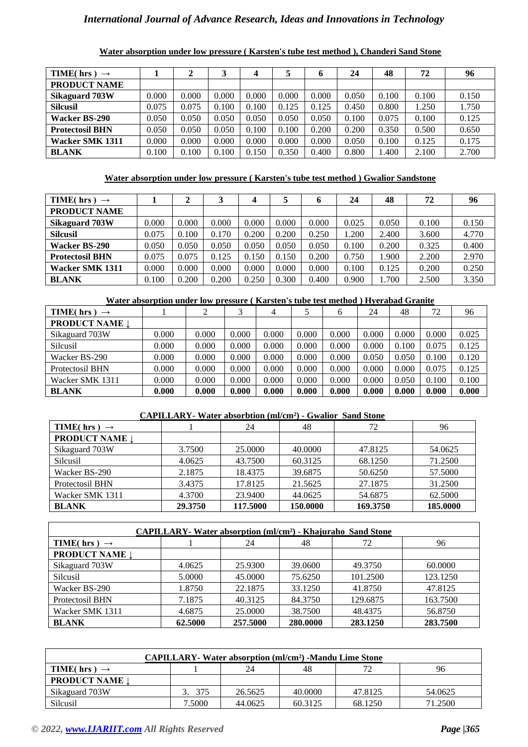**Water absorption under low pressure ( Karsten's tube test method ), Chanderi Sand Stone**

| TIME( hrs ) → | 1 | 2 | 3 | 4 | 5 | 6 | 24 | 48 | 72 | 96 |
|---|---|---|---|---|---|---|---|---|---|---|
| **PRODUCT NAME** | | | | | | | | | | |
| **Sikaguard 703W** | 0.000 | 0.000 | 0.000 | 0.000 | 0.000 | 0.000 | 0.050 | 0.100 | 0.100 | 0.150 |
| **Silcusil** | 0.075 | 0.075 | 0.100 | 0.100 | 0.125 | 0.125 | 0.450 | 0.800 | 1.250 | 1.750 |
| **Wacker BS-290** | 0.050 | 0.050 | 0.050 | 0.050 | 0.050 | 0.050 | 0.100 | 0.075 | 0.100 | 0.125 |
| **Protectosil BHN** | 0.050 | 0.050 | 0.050 | 0.100 | 0.100 | 0.200 | 0.200 | 0.350 | 0.500 | 0.650 |
| **Wacker SMK 1311** | 0.000 | 0.000 | 0.000 | 0.000 | 0.000 | 0.000 | 0.050 | 0.100 | 0.125 | 0.175 |
| **BLANK** | 0.100 | 0.100 | 0.100 | 0.150 | 0.350 | 0.400 | 0.800 | 1.400 | 2.100 | 2.700 |

**Water absorption under low pressure ( Karsten's tube test method ) Gwalior Sandstone**

| TIME( hrs ) → | 1 | 2 | 3 | 4 | 5 | 6 | 24 | 48 | 72 | 96 |
|---|---|---|---|---|---|---|---|---|---|---|
| **PRODUCT NAME** | | | | | | | | | | |
| **Sikaguard 703W** | 0.000 | 0.000 | 0.000 | 0.000 | 0.000 | 0.000 | 0.025 | 0.050 | 0.100 | 0.150 |
| **Silcusil** | 0.075 | 0.100 | 0.170 | 0.200 | 0.200 | 0.250 | 1.200 | 2.400 | 3.600 | 4.770 |
| **Wacker BS-290** | 0.050 | 0.050 | 0.050 | 0.050 | 0.050 | 0.050 | 0.100 | 0.200 | 0.325 | 0.400 |
| **Protectosil BHN** | 0.075 | 0.075 | 0.125 | 0.150 | 0.150 | 0.200 | 0.750 | 1.900 | 2.200 | 2.970 |
| **Wacker SMK 1311** | 0.000 | 0.000 | 0.000 | 0.000 | 0.000 | 0.000 | 0.100 | 0.125 | 0.200 | 0.250 |
| **BLANK** | 0.100 | 0.200 | 0.200 | 0.250 | 0.300 | 0.400 | 0.900 | 1.700 | 2.500 | 3.350 |

**Water absorption under low pressure ( Karsten's tube test method ) Hyerabad Granite**

| TIME( hrs ) → | 1 | 2 | 3 | 4 | 5 | 6 | 24 | 48 | 72 | 96 |
|---|---|---|---|---|---|---|---|---|---|---|
| **PRODUCT NAME ↓** | | | | | | | | | | |
| Sikaguard 703W | 0.000 | 0.000 | 0.000 | 0.000 | 0.000 | 0.000 | 0.000 | 0.000 | 0.000 | 0.025 |
| Silcusil | 0.000 | 0.000 | 0.000 | 0.000 | 0.000 | 0.000 | 0.000 | 0.100 | 0.075 | 0.125 |
| Wacker BS-290 | 0.000 | 0.000 | 0.000 | 0.000 | 0.000 | 0.000 | 0.050 | 0.050 | 0.100 | 0.120 |
| Protectosil BHN | 0.000 | 0.000 | 0.000 | 0.000 | 0.000 | 0.000 | 0.000 | 0.000 | 0.075 | 0.125 |
| Wacker SMK 1311 | 0.000 | 0.000 | 0.000 | 0.000 | 0.000 | 0.000 | 0.000 | 0.050 | 0.100 | 0.100 |
| **BLANK** | **0.000** | **0.000** | **0.000** | **0.000** | **0.000** | **0.000** | **0.000** | **0.000** | **0.000** | **0.000** |

**CAPILLARY- Water absorbtion (ml/cm²) - Gwalior Sand Stone**

| TIME( hrs ) → | 1 | 24 | 48 | 72 | 96 |
|---|---|---|---|---|---|
| **PRODUCT NAME ↓** | | | | | |
| Sikaguard 703W | 3.7500 | 25.0000 | 40.0000 | 47.8125 | 54.0625 |
| Silcusil | 4.0625 | 43.7500 | 60.3125 | 68.1250 | 71.2500 |
| Wacker BS-290 | 2.1875 | 18.4375 | 39.6875 | 50.6250 | 57.5000 |
| Protectosil BHN | 3.4375 | 17.8125 | 21.5625 | 27.1875 | 31.2500 |
| Wacker SMK 1311 | 4.3700 | 23.9400 | 44.0625 | 54.6875 | 62.5000 |
| **BLANK** | **29.3750** | **117.5000** | **150.0000** | **169.3750** | **185.0000** |

**CAPILLARY- Water absorption (ml/cm²) - Khajuraho Sand Stone**

| TIME( hrs ) → | 1 | 24 | 48 | 72 | 96 |
|---|---|---|---|---|---|
| **PRODUCT NAME ↓** | | | | | |
| Sikaguard 703W | 4.0625 | 25.9300 | 39.0600 | 49.3750 | 60.0000 |
| Silcusil | 5.0000 | 45.0000 | 75.6250 | 101.2500 | 123.1250 |
| Wacker BS-290 | 1.8750 | 22.1875 | 33.1250 | 41.8750 | 47.8125 |
| Protectosil BHN | 7.1875 | 40.3125 | 84.3750 | 129.6875 | 163.7500 |
| Wacker SMK 1311 | 4.6875 | 25.0000 | 38.7500 | 48.4375 | 56.8750 |
| **BLANK** | **62.5000** | **257.5000** | **280.0000** | **283.1250** | **283.7500** |

**CAPILLARY- Water absorption (ml/cm²) -Mandu Lime Stone**

| TIME( hrs ) → | 1 | 24 | 48 | 72 | 96 |
|---|---|---|---|---|---|
| **PRODUCT NAME ↓** | | | | | |
| Sikaguard 703W | 3. 375 | 26.5625 | 40.0000 | 47.8125 | 54.0625 |
| Silcusil | 7.5000 | 44.0625 | 60.3125 | 68.1250 | 71.2500 |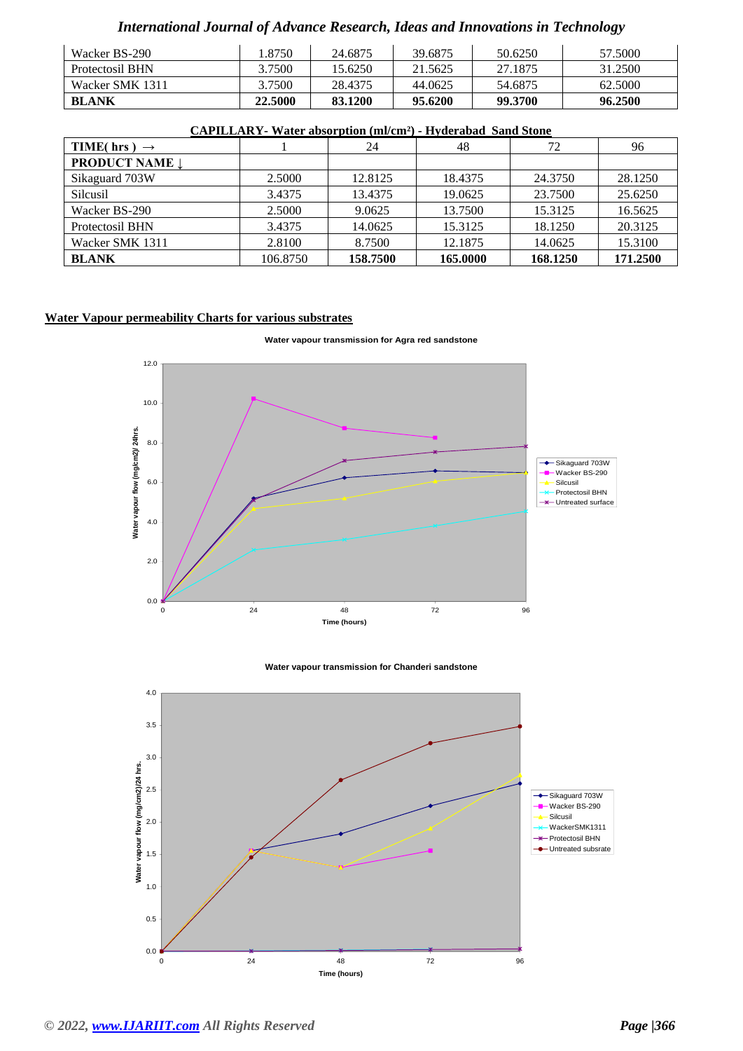| Wacker BS-290 | 1.8750 | 24.6875 | 39.6875 | 50.6250 | 57.5000 |
|---|---|---|---|---|---|
| Protectosil BHN | 3.7500 | 15.6250 | 21.5625 | 27.1875 | 31.2500 |
| Wacker SMK 1311 | 3.7500 | 28.4375 | 44.0625 | 54.6875 | 62.5000 |
| **BLANK** | **22.5000** | **83.1200** | **95.6200** | **99.3700** | **96.2500** |

**CAPILLARY- Water absorption (ml/cm²) - Hyderabad Sand Stone**

| TIME( hrs ) → | 1 | 24 | 48 | 72 | 96 |
|---|---|---|---|---|---|
| **PRODUCT NAME ↓** | | | | | |
| Sikaguard 703W | 2.5000 | 12.8125 | 18.4375 | 24.3750 | 28.1250 |
| Silcusil | 3.4375 | 13.4375 | 19.0625 | 23.7500 | 25.6250 |
| Wacker BS-290 | 2.5000 | 9.0625 | 13.7500 | 15.3125 | 16.5625 |
| Protectosil BHN | 3.4375 | 14.0625 | 15.3125 | 18.1250 | 20.3125 |
| Wacker SMK 1311 | 2.8100 | 8.7500 | 12.1875 | 14.0625 | 15.3100 |
| **BLANK** | 106.8750 | **158.7500** | **165.0000** | **168.1250** | **171.2500** |

**Water Vapour permeability Charts for various substrates**

Water vapour transmission for Agra red sandstone

Water vapour transmission for Chanderi sandstone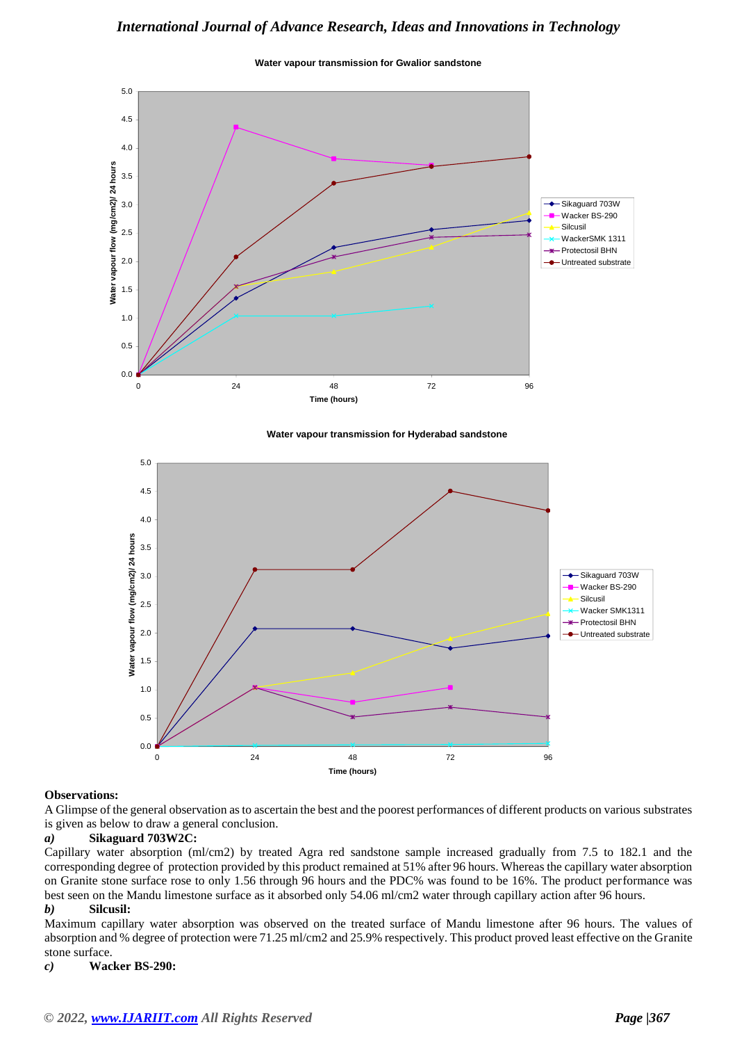Water vapour transmission for Gwalior sandstone

Water vapour transmission for Hyderabad sandstone

**Observations:**

A Glimpse of the general observation as to ascertain the best and the poorest performances of different products on various substrates is given as below to draw a general conclusion.

***a)*** **Sikaguard 703W2C:**

Capillary water absorption (ml/cm2) by treated Agra red sandstone sample increased gradually from 7.5 to 182.1 and the corresponding degree of protection provided by this product remained at 51% after 96 hours. Whereas the capillary water absorption on Granite stone surface rose to only 1.56 through 96 hours and the PDC% was found to be 16%. The product performance was best seen on the Mandu limestone surface as it absorbed only 54.06 ml/cm2 water through capillary action after 96 hours.

***b)*** **Silcusil:**

Maximum capillary water absorption was observed on the treated surface of Mandu limestone after 96 hours. The values of absorption and % degree of protection were 71.25 ml/cm2 and 25.9% respectively. This product proved least effective on the Granite stone surface.

***c)*** **Wacker BS-290:**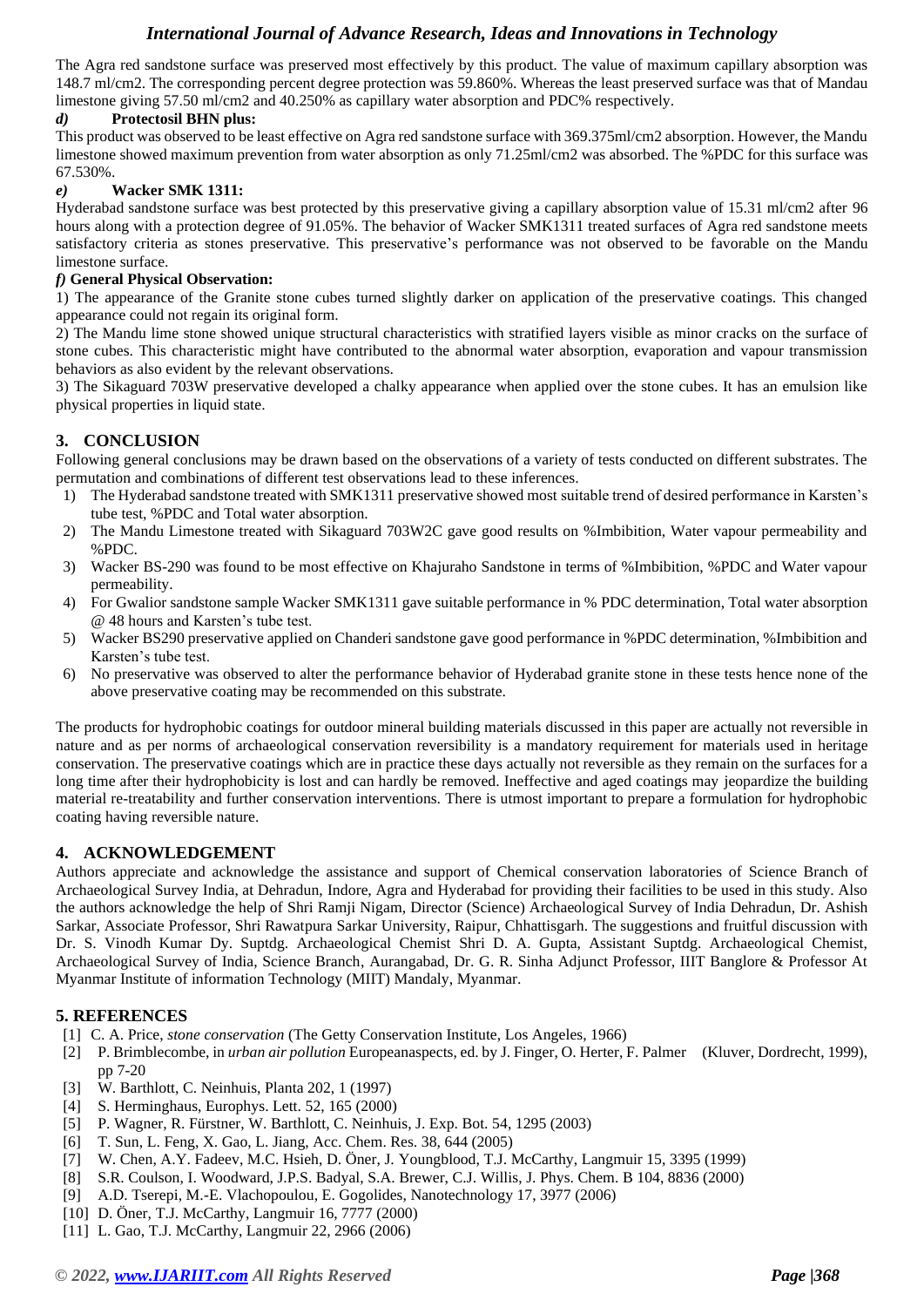The Agra red sandstone surface was preserved most effectively by this product. The value of maximum capillary absorption was 148.7 ml/cm2. The corresponding percent degree protection was 59.860%. Whereas the least preserved surface was that of Mandau limestone giving 57.50 ml/cm2 and 40.250% as capillary water absorption and PDC% respectively.

#### *d)* **Protectosil BHN plus:**

This product was observed to be least effective on Agra red sandstone surface with 369.375ml/cm2 absorption. However, the Mandu limestone showed maximum prevention from water absorption as only 71.25ml/cm2 was absorbed. The %PDC for this surface was 67.530%.

#### *e)* **Wacker SMK 1311:**

Hyderabad sandstone surface was best protected by this preservative giving a capillary absorption value of 15.31 ml/cm2 after 96 hours along with a protection degree of 91.05%. The behavior of Wacker SMK1311 treated surfaces of Agra red sandstone meets satisfactory criteria as stones preservative. This preservative's performance was not observed to be favorable on the Mandu limestone surface.

#### *f)* **General Physical Observation:**

1) The appearance of the Granite stone cubes turned slightly darker on application of the preservative coatings. This changed appearance could not regain its original form.

2) The Mandu lime stone showed unique structural characteristics with stratified layers visible as minor cracks on the surface of stone cubes. This characteristic might have contributed to the abnormal water absorption, evaporation and vapour transmission behaviors as also evident by the relevant observations.

3) The Sikaguard 703W preservative developed a chalky appearance when applied over the stone cubes. It has an emulsion like physical properties in liquid state.

## 3. CONCLUSION

Following general conclusions may be drawn based on the observations of a variety of tests conducted on different substrates. The permutation and combinations of different test observations lead to these inferences.

1) The Hyderabad sandstone treated with SMK1311 preservative showed most suitable trend of desired performance in Karsten's tube test, %PDC and Total water absorption.
2) The Mandu Limestone treated with Sikaguard 703W2C gave good results on %Imbibition, Water vapour permeability and %PDC.
3) Wacker BS-290 was found to be most effective on Khajuraho Sandstone in terms of %Imbibition, %PDC and Water vapour permeability.
4) For Gwalior sandstone sample Wacker SMK1311 gave suitable performance in % PDC determination, Total water absorption @ 48 hours and Karsten's tube test.
5) Wacker BS290 preservative applied on Chanderi sandstone gave good performance in %PDC determination, %Imbibition and Karsten's tube test.
6) No preservative was observed to alter the performance behavior of Hyderabad granite stone in these tests hence none of the above preservative coating may be recommended on this substrate.

The products for hydrophobic coatings for outdoor mineral building materials discussed in this paper are actually not reversible in nature and as per norms of archaeological conservation reversibility is a mandatory requirement for materials used in heritage conservation. The preservative coatings which are in practice these days actually not reversible as they remain on the surfaces for a long time after their hydrophobicity is lost and can hardly be removed. Ineffective and aged coatings may jeopardize the building material re-treatability and further conservation interventions. There is utmost important to prepare a formulation for hydrophobic coating having reversible nature.

## 4. ACKNOWLEDGEMENT

Authors appreciate and acknowledge the assistance and support of Chemical conservation laboratories of Science Branch of Archaeological Survey India, at Dehradun, Indore, Agra and Hyderabad for providing their facilities to be used in this study. Also the authors acknowledge the help of Shri Ramji Nigam, Director (Science) Archaeological Survey of India Dehradun, Dr. Ashish Sarkar, Associate Professor, Shri Rawatpura Sarkar University, Raipur, Chhattisgarh. The suggestions and fruitful discussion with Dr. S. Vinodh Kumar Dy. Suptdg. Archaeological Chemist Shri D. A. Gupta, Assistant Suptdg. Archaeological Chemist, Archaeological Survey of India, Science Branch, Aurangabad, Dr. G. R. Sinha Adjunct Professor, IIIT Banglore & Professor At Myanmar Institute of information Technology (MIIT) Mandaly, Myanmar.

## 5. REFERENCES

[1] C. A. Price, *stone conservation* (The Getty Conservation Institute, Los Angeles, 1966)
[2] P. Brimblecombe, in *urban air pollution* Europeanaspects, ed. by J. Finger, O. Herter, F. Palmer (Kluver, Dordrecht, 1999), pp 7-20
[3] W. Barthlott, C. Neinhuis, Planta 202, 1 (1997)
[4] S. Herminghaus, Europhys. Lett. 52, 165 (2000)
[5] P. Wagner, R. Fürstner, W. Barthlott, C. Neinhuis, J. Exp. Bot. 54, 1295 (2003)
[6] T. Sun, L. Feng, X. Gao, L. Jiang, Acc. Chem. Res. 38, 644 (2005)
[7] W. Chen, A.Y. Fadeev, M.C. Hsieh, D. Öner, J. Youngblood, T.J. McCarthy, Langmuir 15, 3395 (1999)
[8] S.R. Coulson, I. Woodward, J.P.S. Badyal, S.A. Brewer, C.J. Willis, J. Phys. Chem. B 104, 8836 (2000)
[9] A.D. Tserepi, M.-E. Vlachopoulou, E. Gogolides, Nanotechnology 17, 3977 (2006)
[10] D. Öner, T.J. McCarthy, Langmuir 16, 7777 (2000)
[11] L. Gao, T.J. McCarthy, Langmuir 22, 2966 (2006)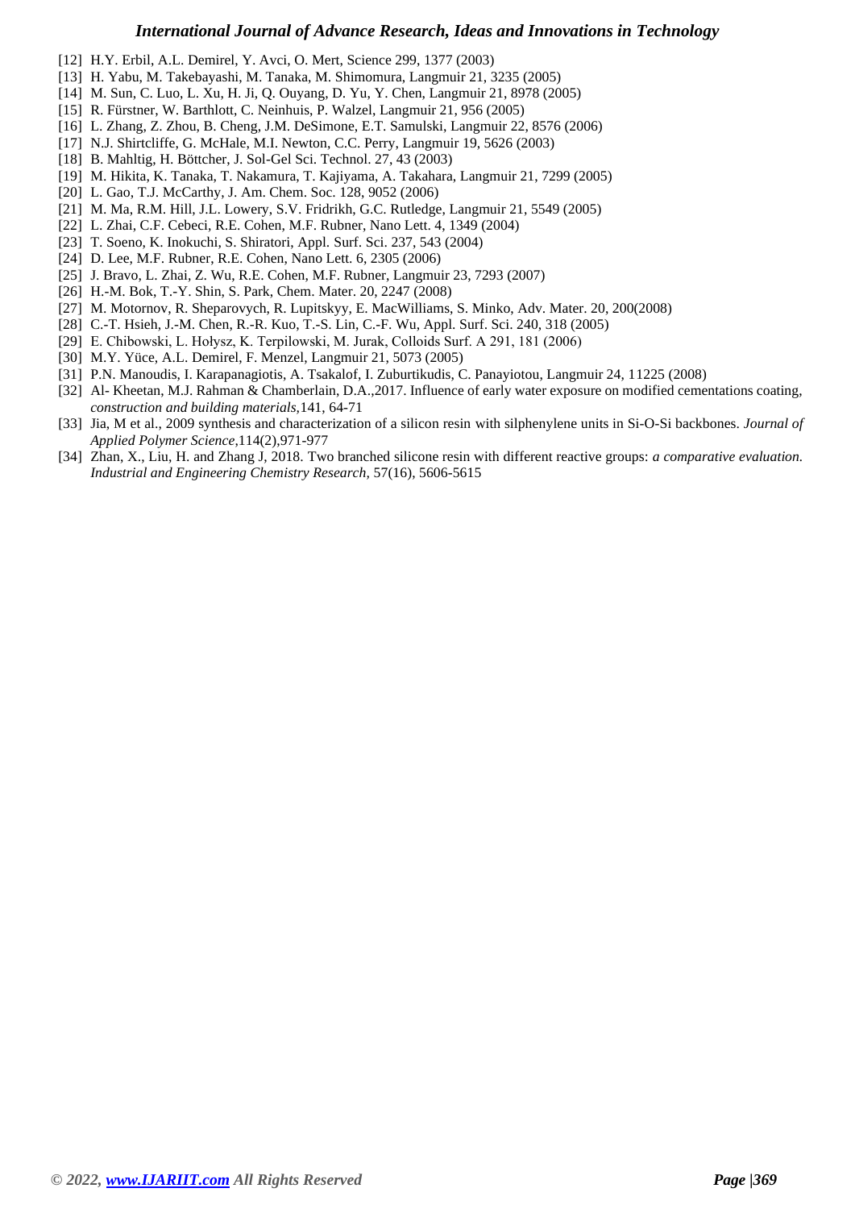[12] H.Y. Erbil, A.L. Demirel, Y. Avci, O. Mert, Science 299, 1377 (2003)

[13] H. Yabu, M. Takebayashi, M. Tanaka, M. Shimomura, Langmuir 21, 3235 (2005)

[14] M. Sun, C. Luo, L. Xu, H. Ji, Q. Ouyang, D. Yu, Y. Chen, Langmuir 21, 8978 (2005)

[15] R. Fürstner, W. Barthlott, C. Neinhuis, P. Walzel, Langmuir 21, 956 (2005)

[16] L. Zhang, Z. Zhou, B. Cheng, J.M. DeSimone, E.T. Samulski, Langmuir 22, 8576 (2006)

[17] N.J. Shirtcliffe, G. McHale, M.I. Newton, C.C. Perry, Langmuir 19, 5626 (2003)

[18] B. Mahltig, H. Böttcher, J. Sol-Gel Sci. Technol. 27, 43 (2003)

[19] M. Hikita, K. Tanaka, T. Nakamura, T. Kajiyama, A. Takahara, Langmuir 21, 7299 (2005)

[20] L. Gao, T.J. McCarthy, J. Am. Chem. Soc. 128, 9052 (2006)

[21] M. Ma, R.M. Hill, J.L. Lowery, S.V. Fridrikh, G.C. Rutledge, Langmuir 21, 5549 (2005)

[22] L. Zhai, C.F. Cebeci, R.E. Cohen, M.F. Rubner, Nano Lett. 4, 1349 (2004)

[23] T. Soeno, K. Inokuchi, S. Shiratori, Appl. Surf. Sci. 237, 543 (2004)

[24] D. Lee, M.F. Rubner, R.E. Cohen, Nano Lett. 6, 2305 (2006)

[25] J. Bravo, L. Zhai, Z. Wu, R.E. Cohen, M.F. Rubner, Langmuir 23, 7293 (2007)

[26] H.-M. Bok, T.-Y. Shin, S. Park, Chem. Mater. 20, 2247 (2008)

[27] M. Motornov, R. Sheparovych, R. Lupitskyy, E. MacWilliams, S. Minko, Adv. Mater. 20, 200(2008)

[28] C.-T. Hsieh, J.-M. Chen, R.-R. Kuo, T.-S. Lin, C.-F. Wu, Appl. Surf. Sci. 240, 318 (2005)

[29] E. Chibowski, L. Hołysz, K. Terpilowski, M. Jurak, Colloids Surf. A 291, 181 (2006)

[30] M.Y. Yüce, A.L. Demirel, F. Menzel, Langmuir 21, 5073 (2005)

[31] P.N. Manoudis, I. Karapanagiotis, A. Tsakalof, I. Zuburtikudis, C. Panayiotou, Langmuir 24, 11225 (2008)

[32] Al- Kheetan, M.J. Rahman & Chamberlain, D.A.,2017. Influence of early water exposure on modified cementations coating, *construction and building materials,*141, 64-71

[33] Jia, M et al., 2009 synthesis and characterization of a silicon resin with silphenylene units in Si-O-Si backbones. *Journal of Applied Polymer Science,*114(2),971-977

[34] Zhan, X., Liu, H. and Zhang J, 2018. Two branched silicone resin with different reactive groups: *a comparative evaluation. Industrial and Engineering Chemistry Research,* 57(16), 5606-5615